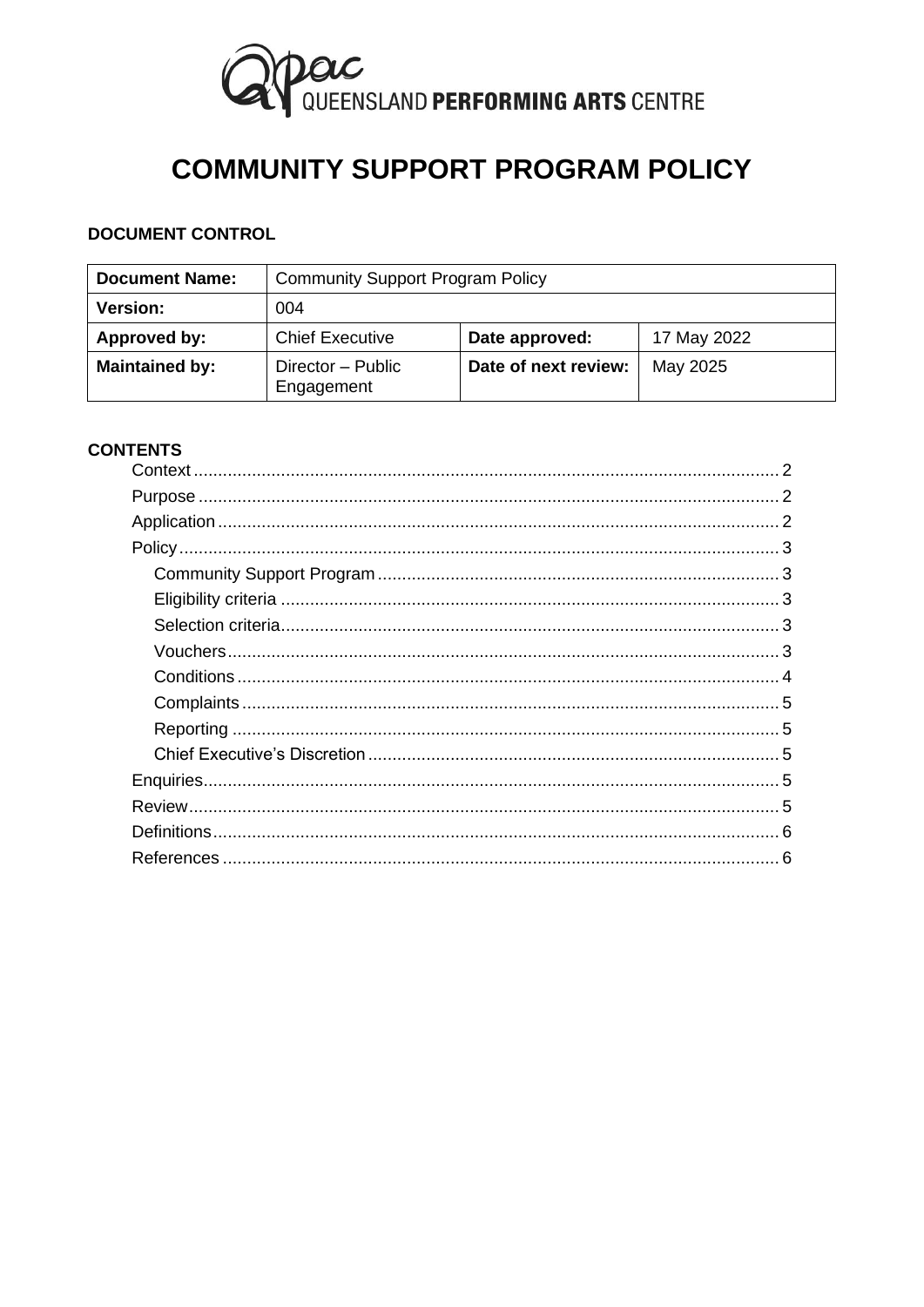QUEENSLAND **PERFORMING ARTS** CENTRE

# COMMUNITY SUPPORT PROGRAM POLICY

**DOCUMENT CONTROL**

| **Document Name:** | Community Support Program Policy | | |
|---|---|---|---|
| **Version:** | 004 | | |
| **Approved by:** | Chief Executive | **Date approved:** | 17 May 2022 |
| **Maintained by:** | Director – Public Engagement | **Date of next review:** | May 2025 |

**CONTENTS**

- Context ........ 2
- Purpose ........ 2
- Application ........ 2
- Policy ........ 3
  - Community Support Program ........ 3
  - Eligibility criteria ........ 3
  - Selection criteria ........ 3
  - Vouchers ........ 3
  - Conditions ........ 4
  - Complaints ........ 5
  - Reporting ........ 5
  - Chief Executive's Discretion ........ 5
- Enquiries ........ 5
- Review ........ 5
- Definitions ........ 6
- References ........ 6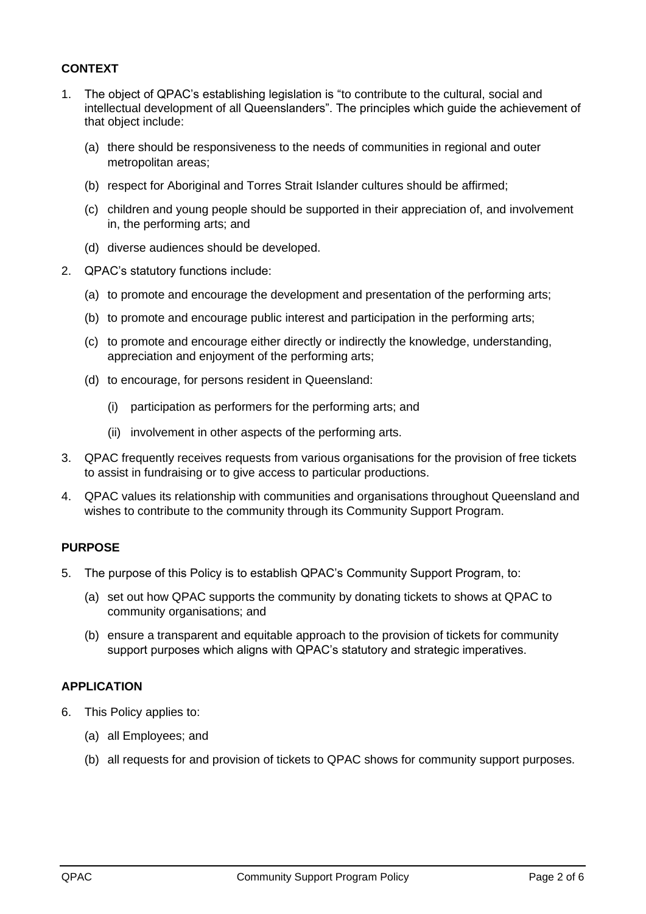## CONTEXT

1. The object of QPAC's establishing legislation is "to contribute to the cultural, social and intellectual development of all Queenslanders". The principles which guide the achievement of that object include:

   (a) there should be responsiveness to the needs of communities in regional and outer metropolitan areas;

   (b) respect for Aboriginal and Torres Strait Islander cultures should be affirmed;

   (c) children and young people should be supported in their appreciation of, and involvement in, the performing arts; and

   (d) diverse audiences should be developed.

2. QPAC's statutory functions include:

   (a) to promote and encourage the development and presentation of the performing arts;

   (b) to promote and encourage public interest and participation in the performing arts;

   (c) to promote and encourage either directly or indirectly the knowledge, understanding, appreciation and enjoyment of the performing arts;

   (d) to encourage, for persons resident in Queensland:

      (i) participation as performers for the performing arts; and

      (ii) involvement in other aspects of the performing arts.

3. QPAC frequently receives requests from various organisations for the provision of free tickets to assist in fundraising or to give access to particular productions.

4. QPAC values its relationship with communities and organisations throughout Queensland and wishes to contribute to the community through its Community Support Program.

## PURPOSE

5. The purpose of this Policy is to establish QPAC's Community Support Program, to:

   (a) set out how QPAC supports the community by donating tickets to shows at QPAC to community organisations; and

   (b) ensure a transparent and equitable approach to the provision of tickets for community support purposes which aligns with QPAC's statutory and strategic imperatives.

## APPLICATION

6. This Policy applies to:

   (a) all Employees; and

   (b) all requests for and provision of tickets to QPAC shows for community support purposes.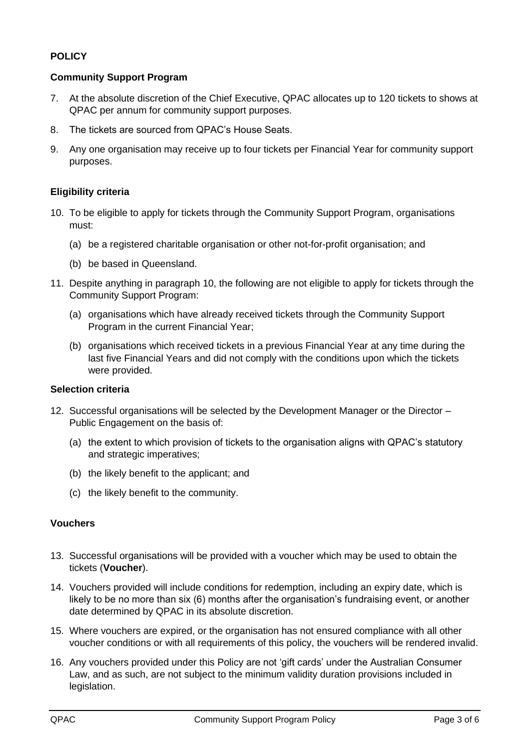## POLICY

### Community Support Program

7. At the absolute discretion of the Chief Executive, QPAC allocates up to 120 tickets to shows at QPAC per annum for community support purposes.
8. The tickets are sourced from QPAC's House Seats.
9. Any one organisation may receive up to four tickets per Financial Year for community support purposes.

### Eligibility criteria

10. To be eligible to apply for tickets through the Community Support Program, organisations must:
    (a) be a registered charitable organisation or other not-for-profit organisation; and
    (b) be based in Queensland.
11. Despite anything in paragraph 10, the following are not eligible to apply for tickets through the Community Support Program:
    (a) organisations which have already received tickets through the Community Support Program in the current Financial Year;
    (b) organisations which received tickets in a previous Financial Year at any time during the last five Financial Years and did not comply with the conditions upon which the tickets were provided.

### Selection criteria

12. Successful organisations will be selected by the Development Manager or the Director – Public Engagement on the basis of:
    (a) the extent to which provision of tickets to the organisation aligns with QPAC's statutory and strategic imperatives;
    (b) the likely benefit to the applicant; and
    (c) the likely benefit to the community.

### Vouchers

13. Successful organisations will be provided with a voucher which may be used to obtain the tickets (**Voucher**).
14. Vouchers provided will include conditions for redemption, including an expiry date, which is likely to be no more than six (6) months after the organisation's fundraising event, or another date determined by QPAC in its absolute discretion.
15. Where vouchers are expired, or the organisation has not ensured compliance with all other voucher conditions or with all requirements of this policy, the vouchers will be rendered invalid.
16. Any vouchers provided under this Policy are not 'gift cards' under the Australian Consumer Law, and as such, are not subject to the minimum validity duration provisions included in legislation.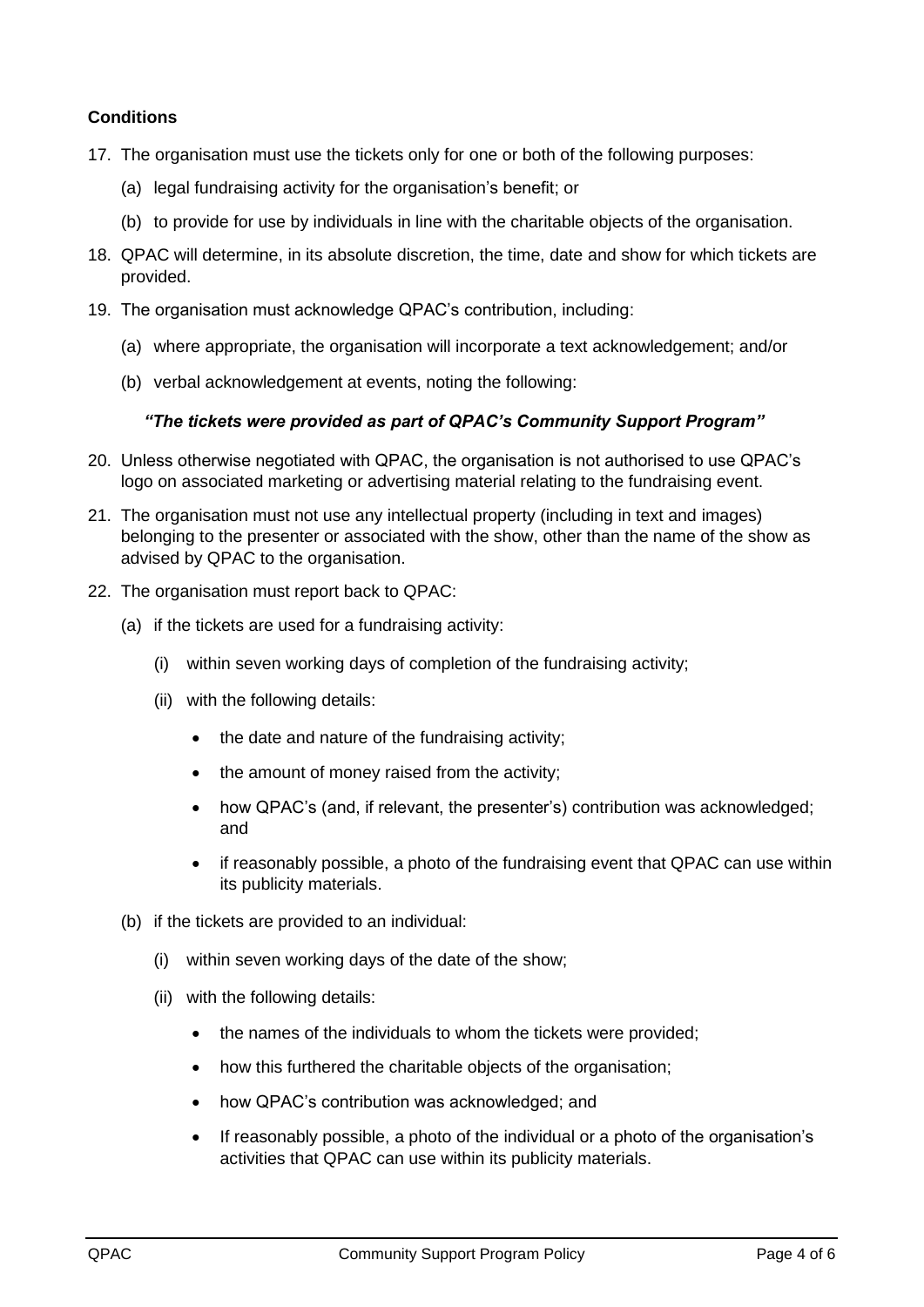**Conditions**

17. The organisation must use the tickets only for one or both of the following purposes:
    (a) legal fundraising activity for the organisation's benefit; or
    (b) to provide for use by individuals in line with the charitable objects of the organisation.
18. QPAC will determine, in its absolute discretion, the time, date and show for which tickets are provided.
19. The organisation must acknowledge QPAC's contribution, including:
    (a) where appropriate, the organisation will incorporate a text acknowledgement; and/or
    (b) verbal acknowledgement at events, noting the following:

    ***"The tickets were provided as part of QPAC's Community Support Program"***

20. Unless otherwise negotiated with QPAC, the organisation is not authorised to use QPAC's logo on associated marketing or advertising material relating to the fundraising event.
21. The organisation must not use any intellectual property (including in text and images) belonging to the presenter or associated with the show, other than the name of the show as advised by QPAC to the organisation.
22. The organisation must report back to QPAC:
    (a) if the tickets are used for a fundraising activity:
        (i) within seven working days of completion of the fundraising activity;
        (ii) with the following details:
        - the date and nature of the fundraising activity;
        - the amount of money raised from the activity;
        - how QPAC's (and, if relevant, the presenter's) contribution was acknowledged; and
        - if reasonably possible, a photo of the fundraising event that QPAC can use within its publicity materials.

    (b) if the tickets are provided to an individual:
        (i) within seven working days of the date of the show;
        (ii) with the following details:
        - the names of the individuals to whom the tickets were provided;
        - how this furthered the charitable objects of the organisation;
        - how QPAC's contribution was acknowledged; and
        - If reasonably possible, a photo of the individual or a photo of the organisation's activities that QPAC can use within its publicity materials.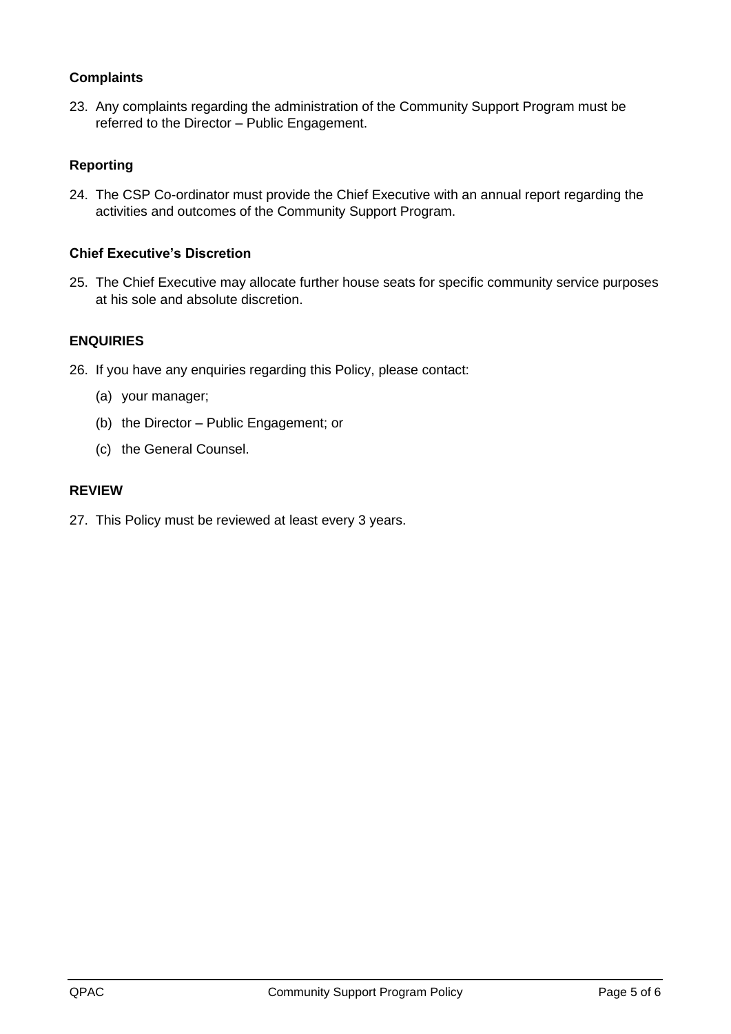### Complaints

23. Any complaints regarding the administration of the Community Support Program must be referred to the Director – Public Engagement.

### Reporting

24. The CSP Co-ordinator must provide the Chief Executive with an annual report regarding the activities and outcomes of the Community Support Program.

### Chief Executive's Discretion

25. The Chief Executive may allocate further house seats for specific community service purposes at his sole and absolute discretion.

## ENQUIRIES

26. If you have any enquiries regarding this Policy, please contact:

    (a) your manager;

    (b) the Director – Public Engagement; or

    (c) the General Counsel.

## REVIEW

27. This Policy must be reviewed at least every 3 years.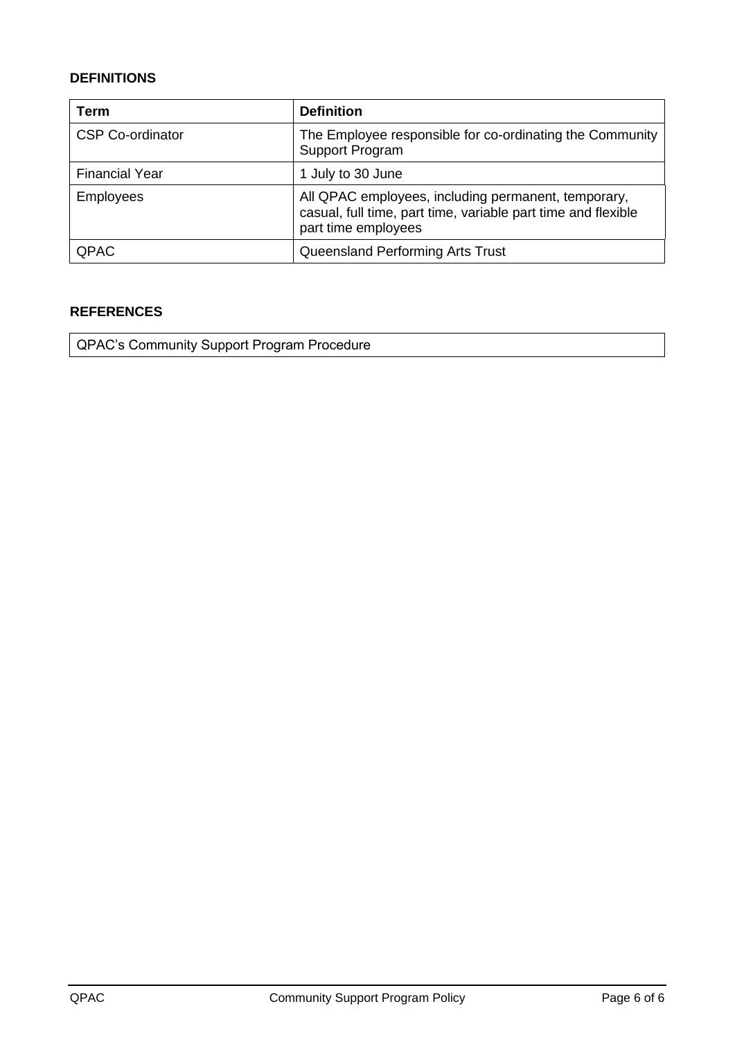## DEFINITIONS

| Term | Definition |
|---|---|
| CSP Co-ordinator | The Employee responsible for co-ordinating the Community Support Program |
| Financial Year | 1 July to 30 June |
| Employees | All QPAC employees, including permanent, temporary, casual, full time, part time, variable part time and flexible part time employees |
| QPAC | Queensland Performing Arts Trust |

## REFERENCES

| |
|---|
| QPAC's Community Support Program Procedure |